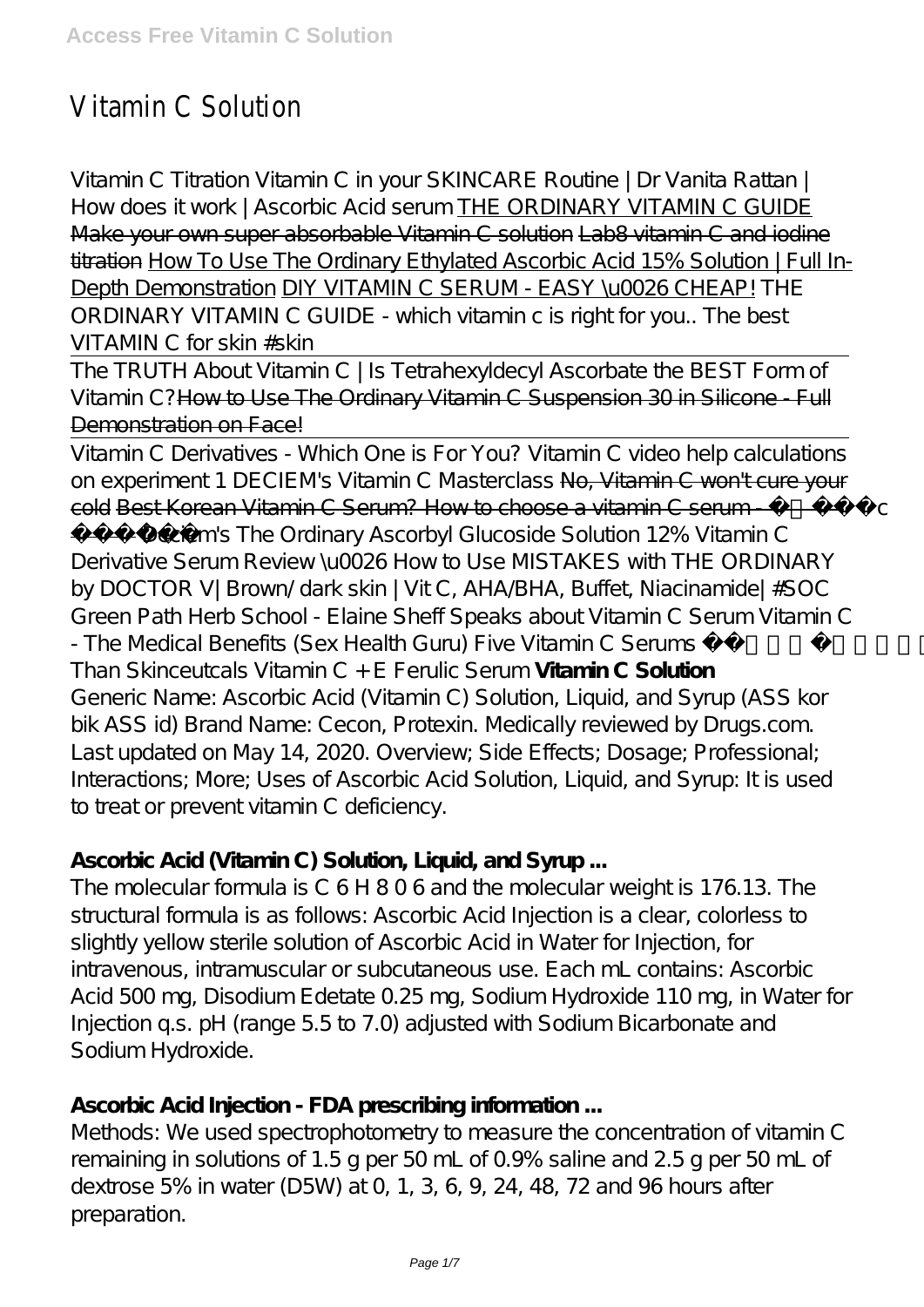# Vitamin C Solution

*Vitamin C Titration Vitamin C in your SKINCARE Routine | Dr Vanita Rattan | How does it work | Ascorbic Acid serum* THE ORDINARY VITAMIN C GUIDE ~~Make your own super absorbable Vitamin C solution~~ ~~Lab8 vitamin C and iodine titration~~ How To Use The Ordinary Ethylated Ascorbic Acid 15% Solution | Full In-Depth Demonstration DIY VITAMIN C SERUM - EASY \u0026 CHEAP! *THE ORDINARY VITAMIN C GUIDE - which vitamin c is right for you.. The best VITAMIN C for skin #skin*

The TRUTH About Vitamin C | Is Tetrahexyldecyl Ascorbate the BEST Form of Vitamin C? ~~How to Use The Ordinary Vitamin C Suspension 30 in Silicone - Full Demonstration on Face!~~

Vitamin C Derivatives - Which One is For You? *Vitamin C video help calculations on experiment 1* *DECIEM's Vitamin C Masterclass* ~~No, Vitamin C won't cure your cold~~ ~~Best Korean Vitamin C Serum? How to choose a vitamin C serum - 비타민c 세럼~~ *Deciem's The Ordinary Ascorbyl Glucoside Solution 12% Vitamin C Derivative Serum Review \u0026 How to Use MISTAKES with THE ORDINARY by DOCTOR V| Brown/ dark skin | Vit C, AHA/BHA, Buffet, Niacinamide| #SOC Green Path Herb School - Elaine Sheff Speaks about Vitamin C Serum Vitamin C - The Medical Benefits (Sex Health Guru) Five Vitamin C Serums Than Skinceutcals Vitamin C + E Ferulic Serum* **Vitamin C Solution**

Generic Name: Ascorbic Acid (Vitamin C) Solution, Liquid, and Syrup (ASS kor bik ASS id) Brand Name: Cecon, Protexin. Medically reviewed by Drugs.com. Last updated on May 14, 2020. Overview; Side Effects; Dosage; Professional; Interactions; More; Uses of Ascorbic Acid Solution, Liquid, and Syrup: It is used to treat or prevent vitamin C deficiency.

**Ascorbic Acid (Vitamin C) Solution, Liquid, and Syrup ...**

The molecular formula is C 6 H 8 0 6 and the molecular weight is 176.13. The structural formula is as follows: Ascorbic Acid Injection is a clear, colorless to slightly yellow sterile solution of Ascorbic Acid in Water for Injection, for intravenous, intramuscular or subcutaneous use. Each mL contains: Ascorbic Acid 500 mg, Disodium Edetate 0.25 mg, Sodium Hydroxide 110 mg, in Water for Injection q.s. pH (range 5.5 to 7.0) adjusted with Sodium Bicarbonate and Sodium Hydroxide.

**Ascorbic Acid Injection - FDA prescribing information ...**

Methods: We used spectrophotometry to measure the concentration of vitamin C remaining in solutions of 1.5 g per 50 mL of 0.9% saline and 2.5 g per 50 mL of dextrose 5% in water (D5W) at 0, 1, 3, 6, 9, 24, 48, 72 and 96 hours after preparation.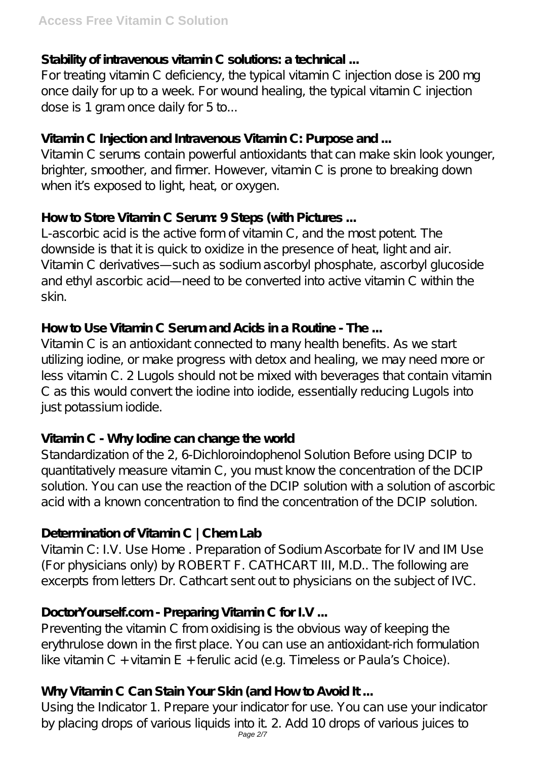**Stability of intravenous vitamin C solutions: a technical ...**

For treating vitamin C deficiency, the typical vitamin C injection dose is 200 mg once daily for up to a week. For wound healing, the typical vitamin C injection dose is 1 gram once daily for 5 to...

**Vitamin C Injection and Intravenous Vitamin C: Purpose and ...**

Vitamin C serums contain powerful antioxidants that can make skin look younger, brighter, smoother, and firmer. However, vitamin C is prone to breaking down when it's exposed to light, heat, or oxygen.

**How to Store Vitamin C Serum: 9 Steps (with Pictures ...**

L-ascorbic acid is the active form of vitamin C, and the most potent. The downside is that it is quick to oxidize in the presence of heat, light and air. Vitamin C derivatives—such as sodium ascorbyl phosphate, ascorbyl glucoside and ethyl ascorbic acid—need to be converted into active vitamin C within the skin.

**How to Use Vitamin C Serum and Acids in a Routine - The ...**

Vitamin C is an antioxidant connected to many health benefits. As we start utilizing iodine, or make progress with detox and healing, we may need more or less vitamin C. 2 Lugols should not be mixed with beverages that contain vitamin C as this would convert the iodine into iodide, essentially reducing Lugols into just potassium iodide.

**Vitamin C - Why Iodine can change the world**

Standardization of the 2, 6-Dichloroindophenol Solution Before using DCIP to quantitatively measure vitamin C, you must know the concentration of the DCIP solution. You can use the reaction of the DCIP solution with a solution of ascorbic acid with a known concentration to find the concentration of the DCIP solution.

**Determination of Vitamin C | Chem Lab**

Vitamin C: I.V. Use Home . Preparation of Sodium Ascorbate for IV and IM Use (For physicians only) by ROBERT F. CATHCART III, M.D.. The following are excerpts from letters Dr. Cathcart sent out to physicians on the subject of IVC.

**DoctorYourself.com - Preparing Vitamin C for I.V ...**

Preventing the vitamin C from oxidising is the obvious way of keeping the erythrulose down in the first place. You can use an antioxidant-rich formulation like vitamin C + vitamin E + ferulic acid (e.g. Timeless or Paula's Choice).

**Why Vitamin C Can Stain Your Skin (and How to Avoid It ...**

Using the Indicator 1. Prepare your indicator for use. You can use your indicator by placing drops of various liquids into it. 2. Add 10 drops of various juices to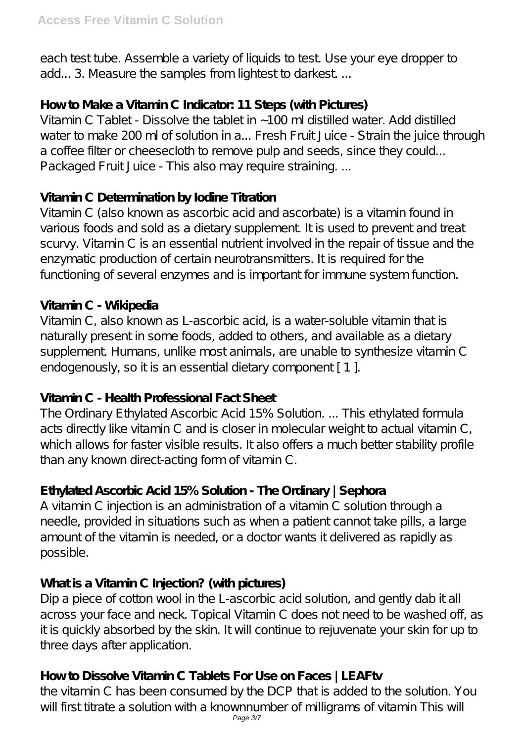each test tube. Assemble a variety of liquids to test. Use your eye dropper to add... 3. Measure the samples from lightest to darkest. ...

**How to Make a Vitamin C Indicator: 11 Steps (with Pictures)**

Vitamin C Tablet - Dissolve the tablet in ~100 ml distilled water. Add distilled water to make 200 ml of solution in a... Fresh Fruit Juice - Strain the juice through a coffee filter or cheesecloth to remove pulp and seeds, since they could... Packaged Fruit Juice - This also may require straining. ...

**Vitamin C Determination by Iodine Titration**

Vitamin C (also known as ascorbic acid and ascorbate) is a vitamin found in various foods and sold as a dietary supplement. It is used to prevent and treat scurvy. Vitamin C is an essential nutrient involved in the repair of tissue and the enzymatic production of certain neurotransmitters. It is required for the functioning of several enzymes and is important for immune system function.

**Vitamin C - Wikipedia**

Vitamin C, also known as L-ascorbic acid, is a water-soluble vitamin that is naturally present in some foods, added to others, and available as a dietary supplement. Humans, unlike most animals, are unable to synthesize vitamin C endogenously, so it is an essential dietary component [ 1 ].

**Vitamin C - Health Professional Fact Sheet**

The Ordinary Ethylated Ascorbic Acid 15% Solution. ... This ethylated formula acts directly like vitamin C and is closer in molecular weight to actual vitamin C, which allows for faster visible results. It also offers a much better stability profile than any known direct-acting form of vitamin C.

**Ethylated Ascorbic Acid 15% Solution - The Ordinary | Sephora**

A vitamin C injection is an administration of a vitamin C solution through a needle, provided in situations such as when a patient cannot take pills, a large amount of the vitamin is needed, or a doctor wants it delivered as rapidly as possible.

**What is a Vitamin C Injection? (with pictures)**

Dip a piece of cotton wool in the L-ascorbic acid solution, and gently dab it all across your face and neck. Topical Vitamin C does not need to be washed off, as it is quickly absorbed by the skin. It will continue to rejuvenate your skin for up to three days after application.

**How to Dissolve Vitamin C Tablets For Use on Faces | LEAFtv**

the vitamin C has been consumed by the DCP that is added to the solution. You will first titrate a solution with a knownnumber of milligrams of vitamin This will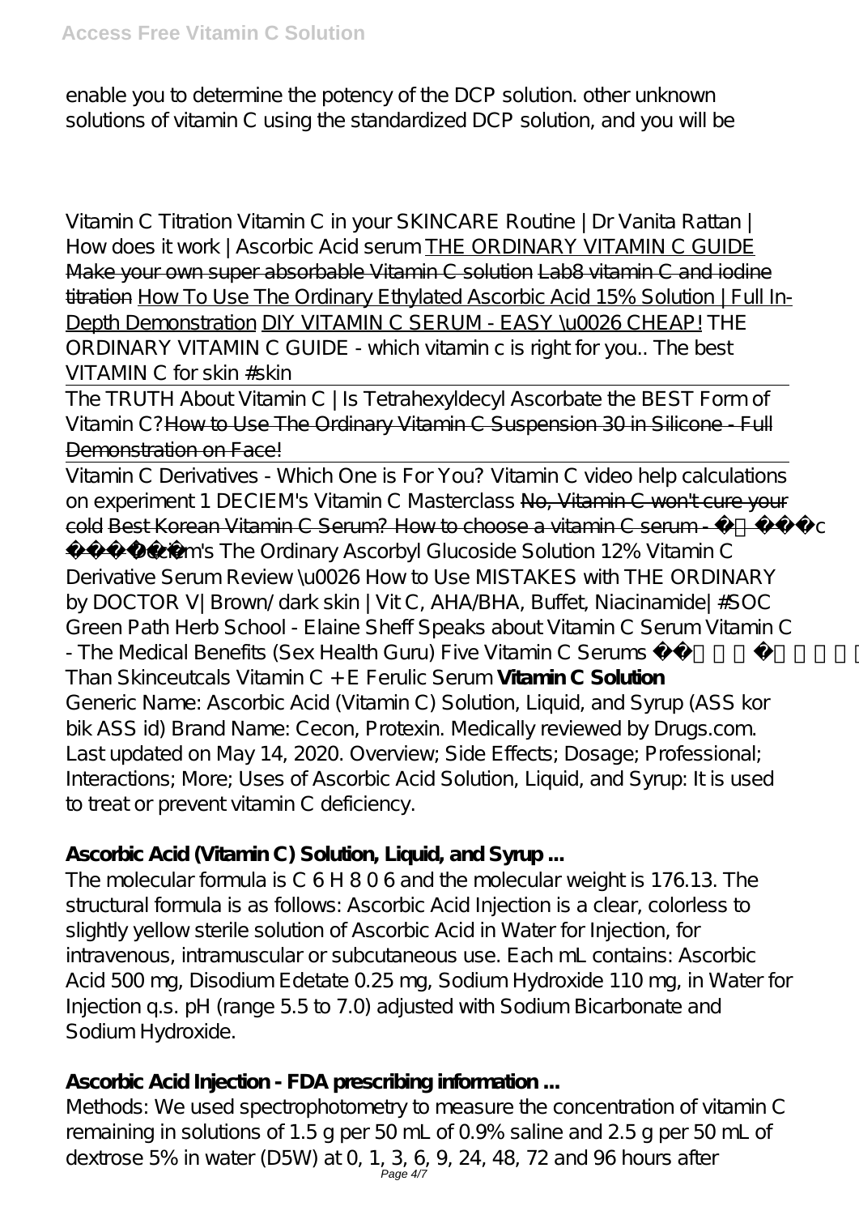enable you to determine the potency of the DCP solution. other unknown solutions of vitamin C using the standardized DCP solution, and you will be

*Vitamin C Titration Vitamin C in your SKINCARE Routine | Dr Vanita Rattan | How does it work | Ascorbic Acid serum* THE ORDINARY VITAMIN C GUIDE ~~Make your own super absorbable Vitamin C solution~~ ~~Lab8 vitamin C and iodine titration~~ How To Use The Ordinary Ethylated Ascorbic Acid 15% Solution | Full In-Depth Demonstration DIY VITAMIN C SERUM - EASY \u0026 CHEAP! *THE ORDINARY VITAMIN C GUIDE - which vitamin c is right for you.. The best VITAMIN C for skin #skin*

The TRUTH About Vitamin C | Is Tetrahexyldecyl Ascorbate the BEST Form of Vitamin C? ~~How to Use The Ordinary Vitamin C Suspension 30 in Silicone - Full Demonstration on Face!~~

Vitamin C Derivatives - Which One is For You? *Vitamin C video help calculations on experiment 1 DECIEM's Vitamin C Masterclass* ~~No, Vitamin C won't cure your cold~~ ~~Best Korean Vitamin C Serum? How to choose a vitamin C serum - 비타민C 세럼~~ *Deciem's The Ordinary Ascorbyl Glucoside Solution 12% Vitamin C Derivative Serum Review \u0026 How to Use MISTAKES with THE ORDINARY by DOCTOR V| Brown/ dark skin | Vit C, AHA/BHA, Buffet, Niacinamide| #SOC Green Path Herb School - Elaine Sheff Speaks about Vitamin C Serum Vitamin C - The Medical Benefits (Sex Health Guru) Five Vitamin C Serums Than Skinceutcals Vitamin C + E Ferulic Serum* **Vitamin C Solution**

Generic Name: Ascorbic Acid (Vitamin C) Solution, Liquid, and Syrup (ASS kor bik ASS id) Brand Name: Cecon, Protexin. Medically reviewed by Drugs.com. Last updated on May 14, 2020. Overview; Side Effects; Dosage; Professional; Interactions; More; Uses of Ascorbic Acid Solution, Liquid, and Syrup: It is used to treat or prevent vitamin C deficiency.

**Ascorbic Acid (Vitamin C) Solution, Liquid, and Syrup ...**

The molecular formula is C 6 H 8 0 6 and the molecular weight is 176.13. The structural formula is as follows: Ascorbic Acid Injection is a clear, colorless to slightly yellow sterile solution of Ascorbic Acid in Water for Injection, for intravenous, intramuscular or subcutaneous use. Each mL contains: Ascorbic Acid 500 mg, Disodium Edetate 0.25 mg, Sodium Hydroxide 110 mg, in Water for Injection q.s. pH (range 5.5 to 7.0) adjusted with Sodium Bicarbonate and Sodium Hydroxide.

**Ascorbic Acid Injection - FDA prescribing information ...**

Methods: We used spectrophotometry to measure the concentration of vitamin C remaining in solutions of 1.5 g per 50 mL of 0.9% saline and 2.5 g per 50 mL of dextrose 5% in water (D5W) at 0, 1, 3, 6, 9, 24, 48, 72 and 96 hours after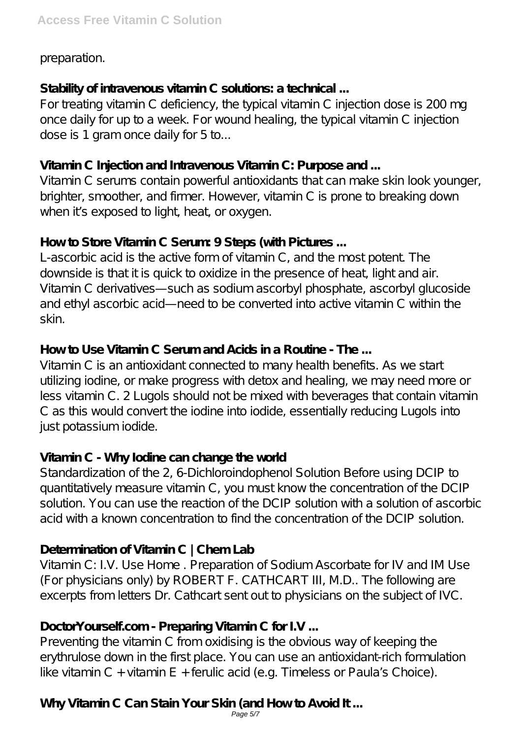preparation.

**Stability of intravenous vitamin C solutions: a technical ...**

For treating vitamin C deficiency, the typical vitamin C injection dose is 200 mg once daily for up to a week. For wound healing, the typical vitamin C injection dose is 1 gram once daily for 5 to...

**Vitamin C Injection and Intravenous Vitamin C: Purpose and ...**

Vitamin C serums contain powerful antioxidants that can make skin look younger, brighter, smoother, and firmer. However, vitamin C is prone to breaking down when it's exposed to light, heat, or oxygen.

**How to Store Vitamin C Serum: 9 Steps (with Pictures ...**

L-ascorbic acid is the active form of vitamin C, and the most potent. The downside is that it is quick to oxidize in the presence of heat, light and air. Vitamin C derivatives—such as sodium ascorbyl phosphate, ascorbyl glucoside and ethyl ascorbic acid—need to be converted into active vitamin C within the skin.

**How to Use Vitamin C Serum and Acids in a Routine - The ...**

Vitamin C is an antioxidant connected to many health benefits. As we start utilizing iodine, or make progress with detox and healing, we may need more or less vitamin C. 2 Lugols should not be mixed with beverages that contain vitamin C as this would convert the iodine into iodide, essentially reducing Lugols into just potassium iodide.

**Vitamin C - Why Iodine can change the world**

Standardization of the 2, 6-Dichloroindophenol Solution Before using DCIP to quantitatively measure vitamin C, you must know the concentration of the DCIP solution. You can use the reaction of the DCIP solution with a solution of ascorbic acid with a known concentration to find the concentration of the DCIP solution.

**Determination of Vitamin C | Chem Lab**

Vitamin C: I.V. Use Home . Preparation of Sodium Ascorbate for IV and IM Use (For physicians only) by ROBERT F. CATHCART III, M.D.. The following are excerpts from letters Dr. Cathcart sent out to physicians on the subject of IVC.

**DoctorYourself.com - Preparing Vitamin C for I.V ...**

Preventing the vitamin C from oxidising is the obvious way of keeping the erythrulose down in the first place. You can use an antioxidant-rich formulation like vitamin C + vitamin E + ferulic acid (e.g. Timeless or Paula's Choice).

**Why Vitamin C Can Stain Your Skin (and How to Avoid It ...**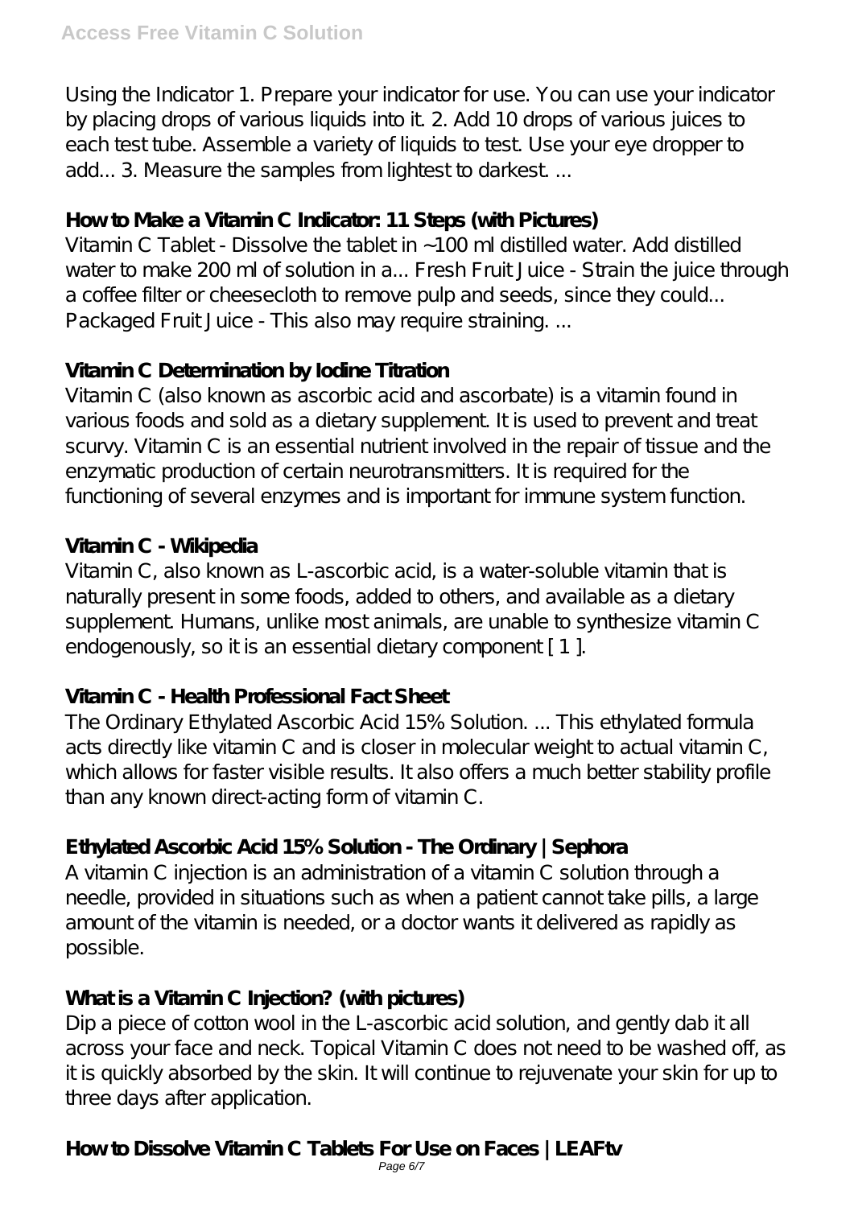Using the Indicator 1. Prepare your indicator for use. You can use your indicator by placing drops of various liquids into it. 2. Add 10 drops of various juices to each test tube. Assemble a variety of liquids to test. Use your eye dropper to add... 3. Measure the samples from lightest to darkest. ...

**How to Make a Vitamin C Indicator: 11 Steps (with Pictures)**

Vitamin C Tablet - Dissolve the tablet in ~100 ml distilled water. Add distilled water to make 200 ml of solution in a... Fresh Fruit Juice - Strain the juice through a coffee filter or cheesecloth to remove pulp and seeds, since they could... Packaged Fruit Juice - This also may require straining. ...

**Vitamin C Determination by Iodine Titration**

Vitamin C (also known as ascorbic acid and ascorbate) is a vitamin found in various foods and sold as a dietary supplement. It is used to prevent and treat scurvy. Vitamin C is an essential nutrient involved in the repair of tissue and the enzymatic production of certain neurotransmitters. It is required for the functioning of several enzymes and is important for immune system function.

**Vitamin C - Wikipedia**

Vitamin C, also known as L-ascorbic acid, is a water-soluble vitamin that is naturally present in some foods, added to others, and available as a dietary supplement. Humans, unlike most animals, are unable to synthesize vitamin C endogenously, so it is an essential dietary component [ 1 ].

**Vitamin C - Health Professional Fact Sheet**

The Ordinary Ethylated Ascorbic Acid 15% Solution. ... This ethylated formula acts directly like vitamin C and is closer in molecular weight to actual vitamin C, which allows for faster visible results. It also offers a much better stability profile than any known direct-acting form of vitamin C.

**Ethylated Ascorbic Acid 15% Solution - The Ordinary | Sephora**

A vitamin C injection is an administration of a vitamin C solution through a needle, provided in situations such as when a patient cannot take pills, a large amount of the vitamin is needed, or a doctor wants it delivered as rapidly as possible.

**What is a Vitamin C Injection? (with pictures)**

Dip a piece of cotton wool in the L-ascorbic acid solution, and gently dab it all across your face and neck. Topical Vitamin C does not need to be washed off, as it is quickly absorbed by the skin. It will continue to rejuvenate your skin for up to three days after application.

**How to Dissolve Vitamin C Tablets For Use on Faces | LEAFtv**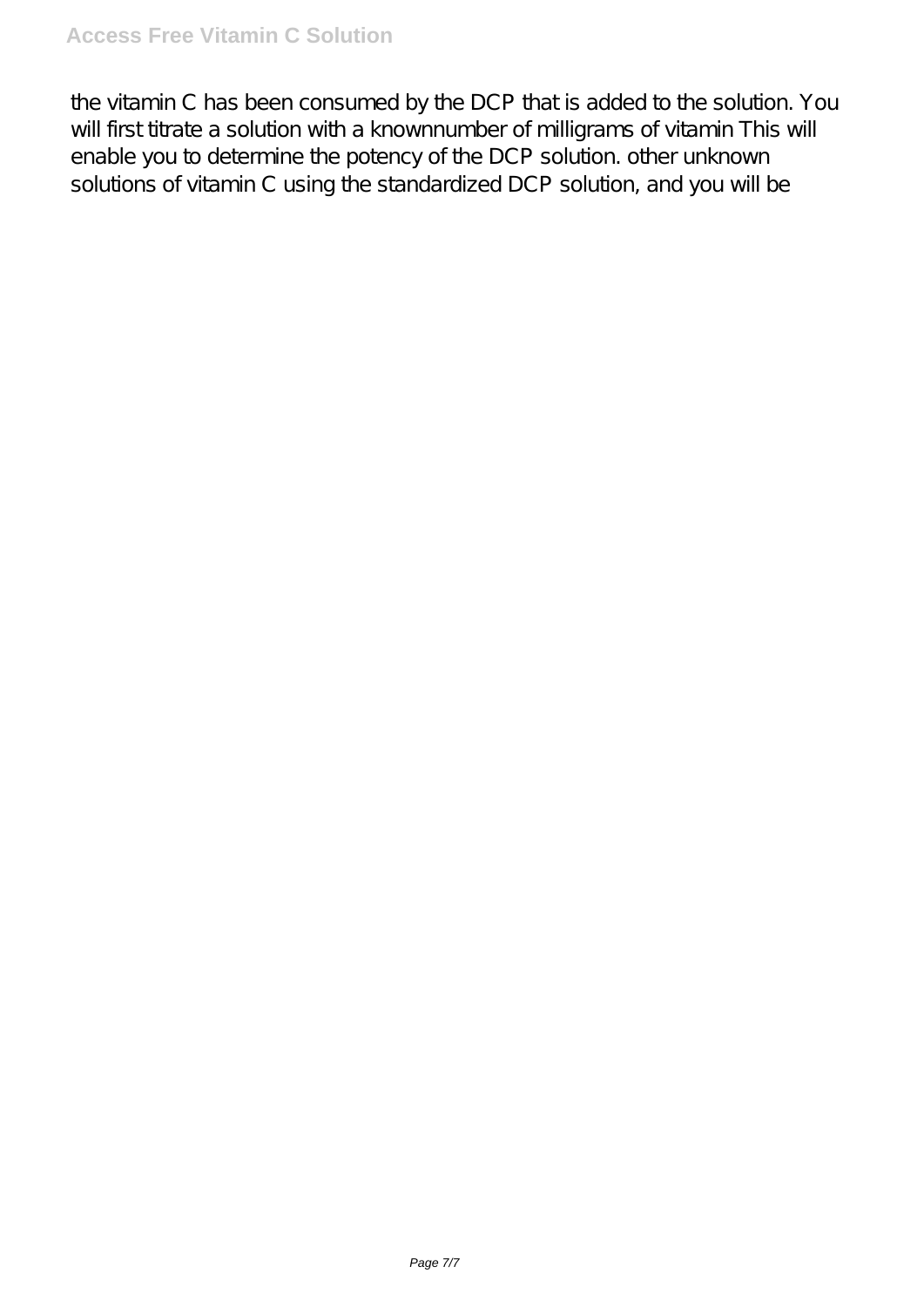the vitamin C has been consumed by the DCP that is added to the solution. You will first titrate a solution with a knownnumber of milligrams of vitamin This will enable you to determine the potency of the DCP solution. other unknown solutions of vitamin C using the standardized DCP solution, and you will be